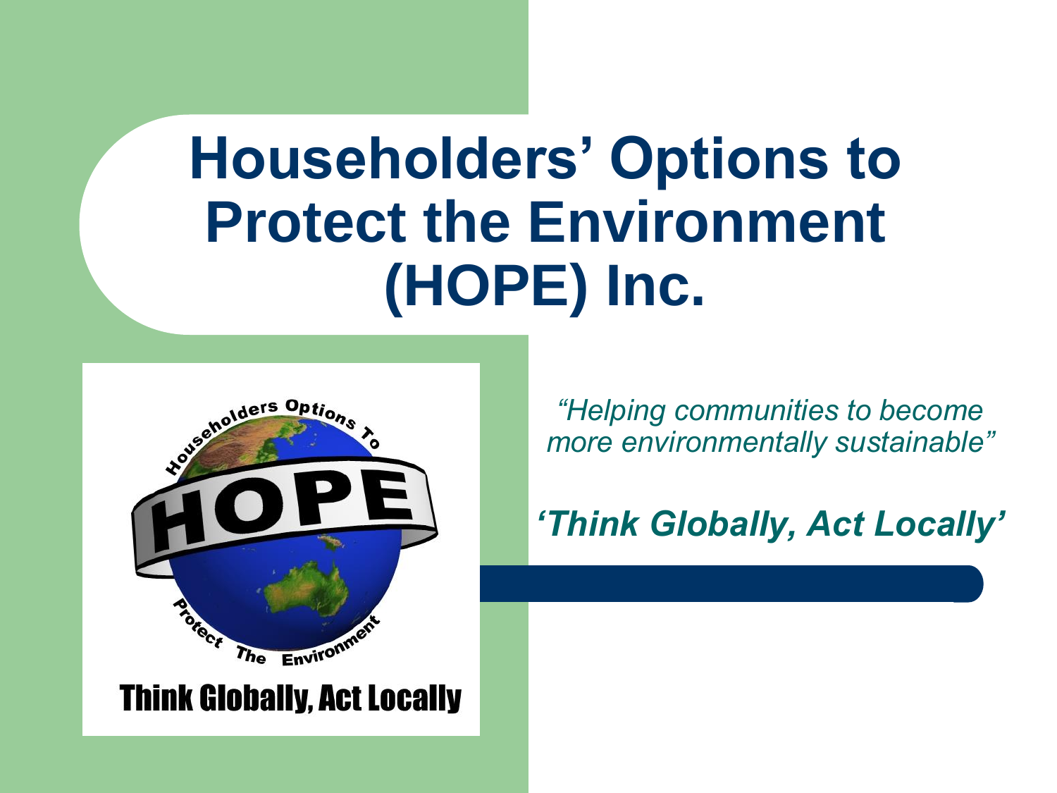# Householders' Options to Protect the Environment (HOPE) Inc.

Householders Options To Protect The Environment

HOPE

Think Globally, Act Locally

*"Helping communities to become more environmentally sustainable"*

***'Think Globally, Act Locally'***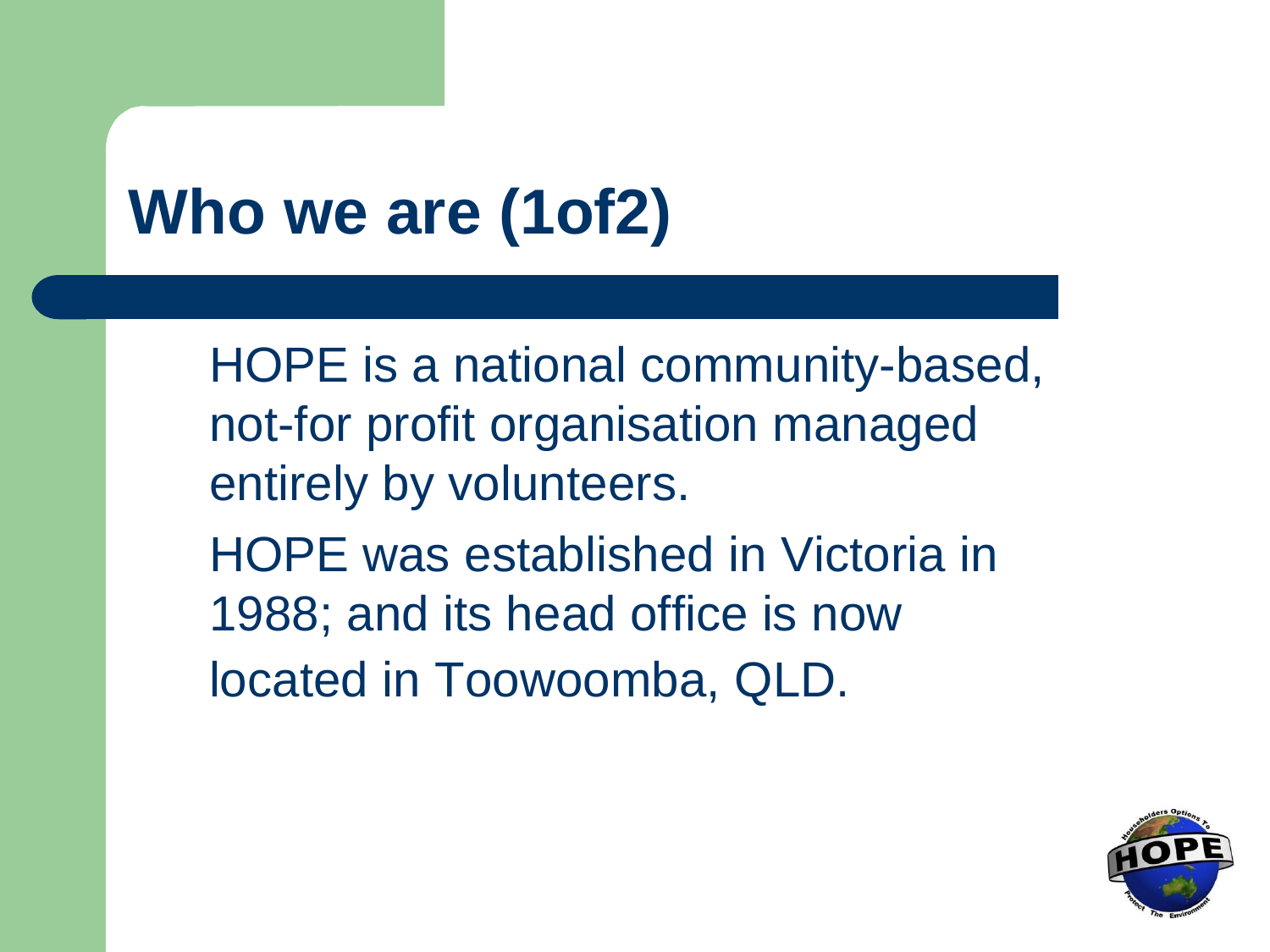# Who we are (1of2)

HOPE is a national community-based, not-for profit organisation managed entirely by volunteers.

HOPE was established in Victoria in 1988; and its head office is now located in Toowoomba, QLD.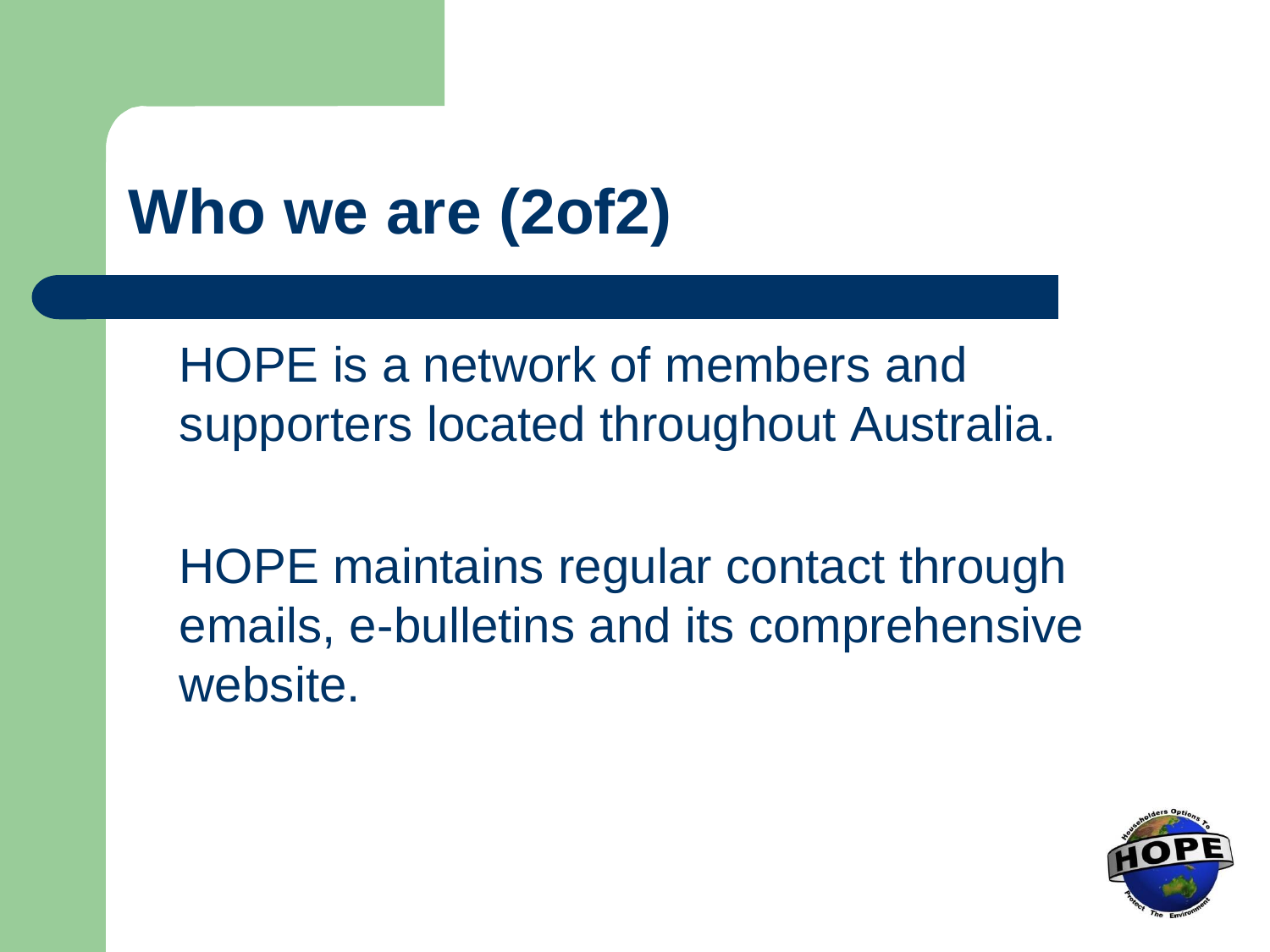# Who we are (2of2)

HOPE is a network of members and supporters located throughout Australia.

HOPE maintains regular contact through emails, e-bulletins and its comprehensive website.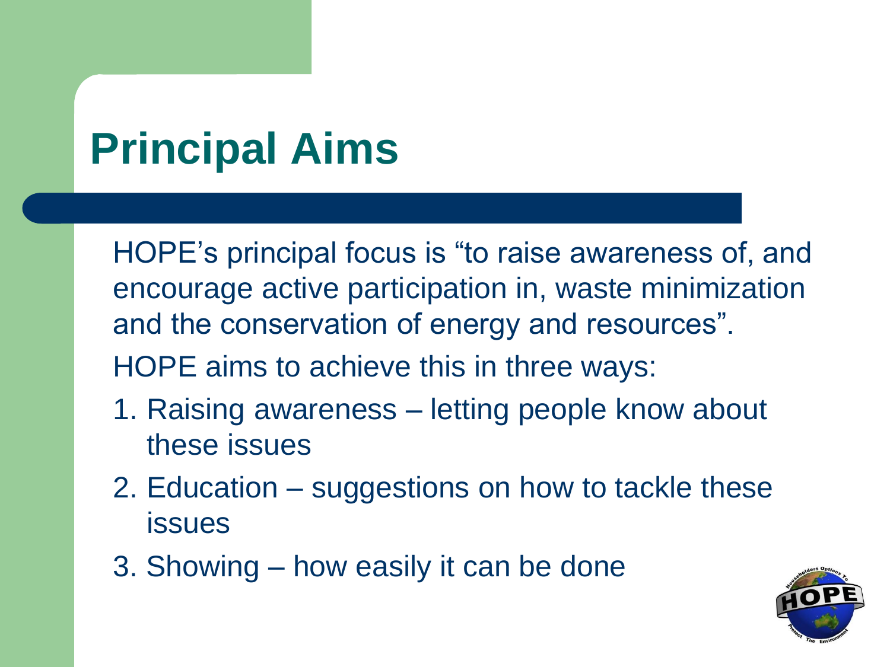# Principal Aims

HOPE's principal focus is "to raise awareness of, and encourage active participation in, waste minimization and the conservation of energy and resources".

HOPE aims to achieve this in three ways:

1. Raising awareness – letting people know about these issues
2. Education – suggestions on how to tackle these issues
3. Showing – how easily it can be done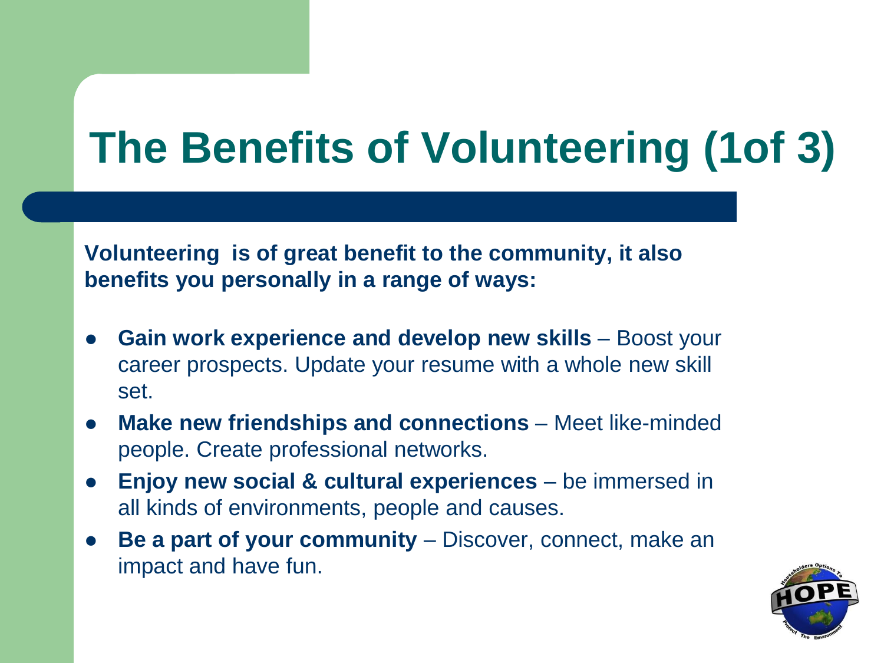# The Benefits of Volunteering (1of 3)

**Volunteering is of great benefit to the community, it also benefits you personally in a range of ways:**

- **Gain work experience and develop new skills** – Boost your career prospects. Update your resume with a whole new skill set.
- **Make new friendships and connections** – Meet like-minded people. Create professional networks.
- **Enjoy new social & cultural experiences** – be immersed in all kinds of environments, people and causes.
- **Be a part of your community** – Discover, connect, make an impact and have fun.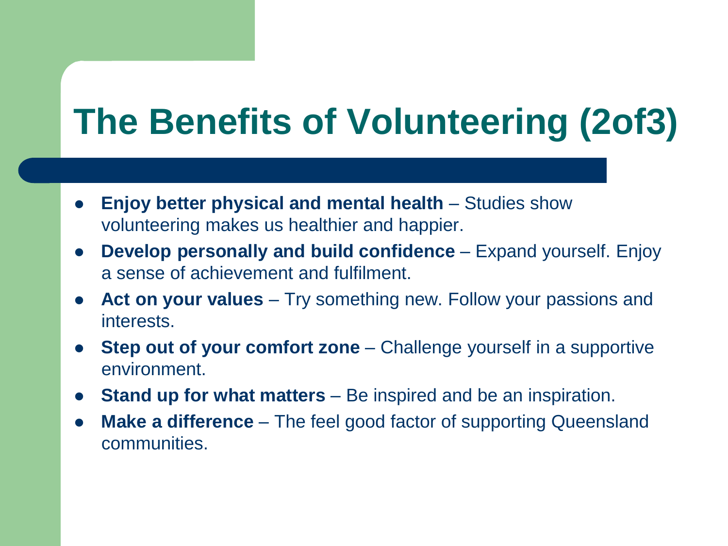# The Benefits of Volunteering (2of3)

- **Enjoy better physical and mental health** – Studies show volunteering makes us healthier and happier.
- **Develop personally and build confidence** – Expand yourself. Enjoy a sense of achievement and fulfilment.
- **Act on your values** – Try something new. Follow your passions and interests.
- **Step out of your comfort zone** – Challenge yourself in a supportive environment.
- **Stand up for what matters** – Be inspired and be an inspiration.
- **Make a difference** – The feel good factor of supporting Queensland communities.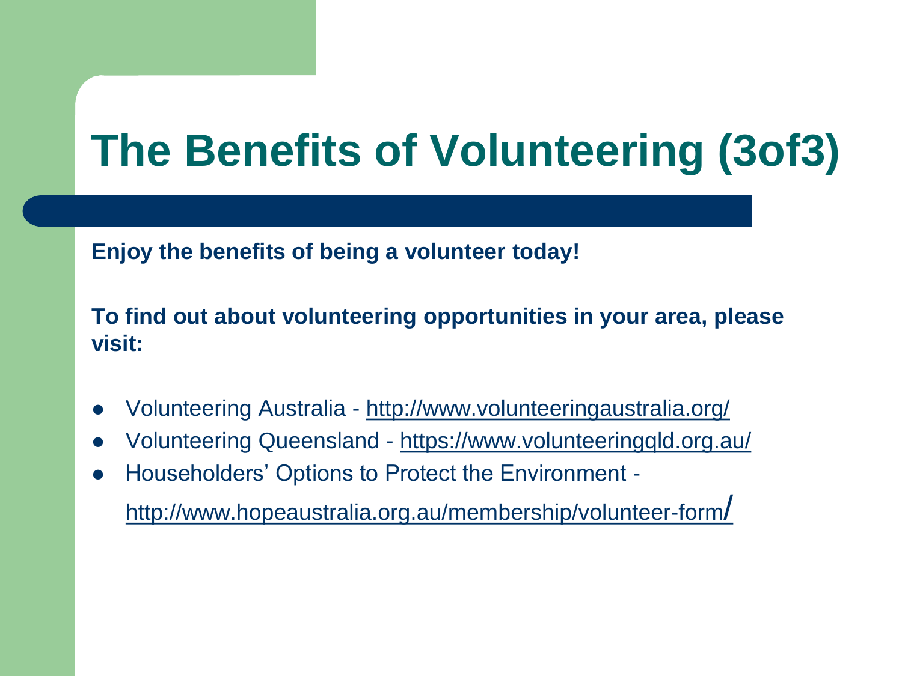# The Benefits of Volunteering (3of3)

**Enjoy the benefits of being a volunteer today!**

**To find out about volunteering opportunities in your area, please visit:**

- Volunteering Australia - http://www.volunteeringaustralia.org/
- Volunteering Queensland - https://www.volunteeringqld.org.au/
- Householders' Options to Protect the Environment - http://www.hopeaustralia.org.au/membership/volunteer-form/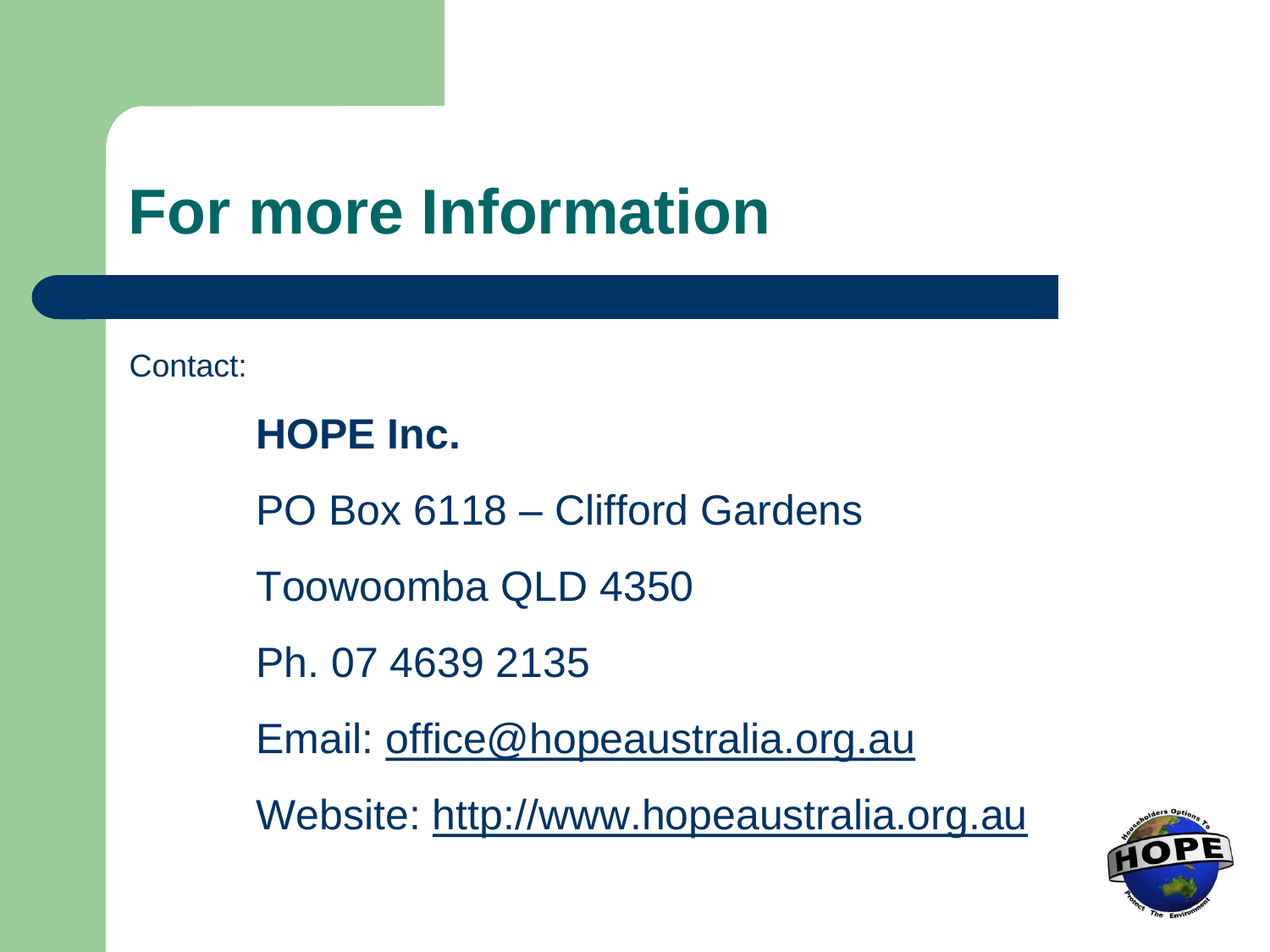# For more Information

Contact:

**HOPE Inc.**

PO Box 6118 – Clifford Gardens

Toowoomba QLD 4350

Ph. 07 4639 2135

Email: office@hopeaustralia.org.au

Website: http://www.hopeaustralia.org.au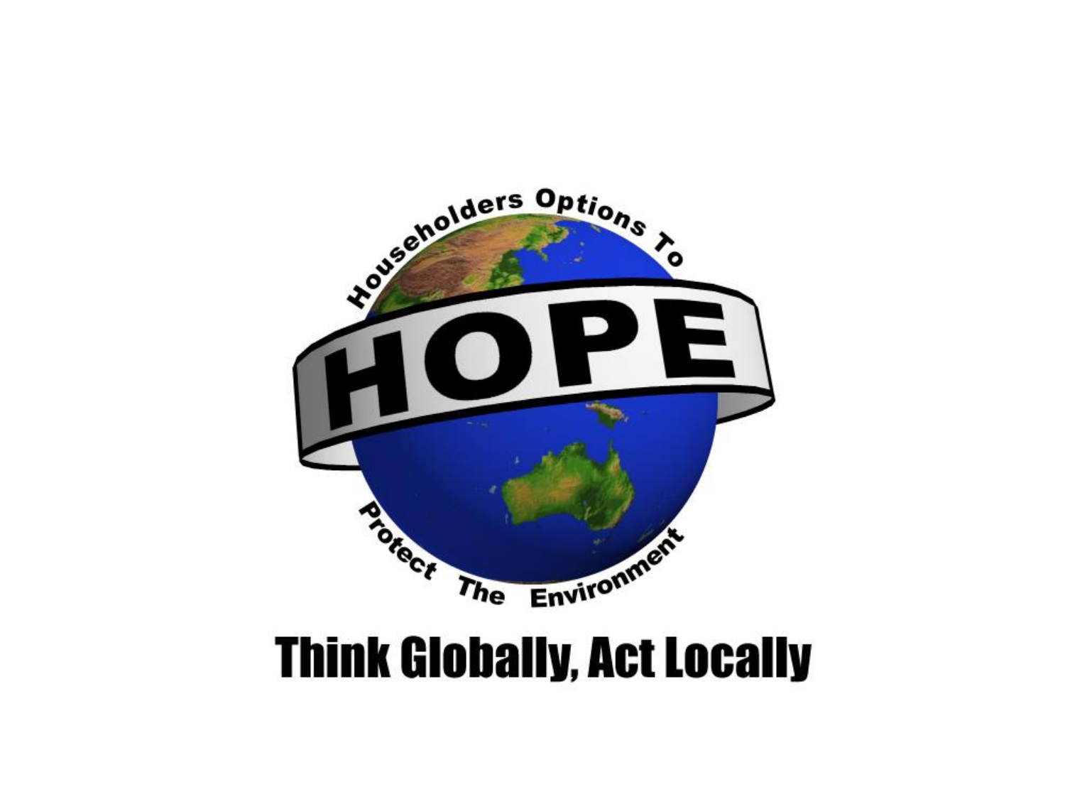Householders Options To

HOPE

Protect The Environment

Think Globally, Act Locally